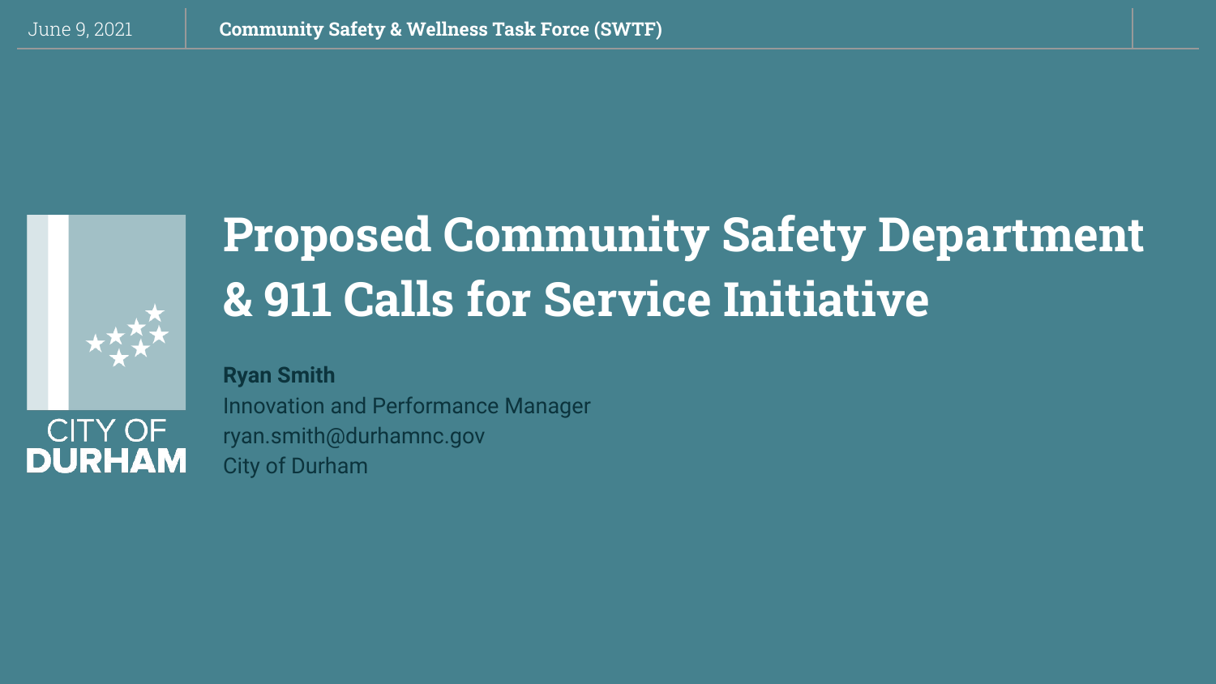June 9, 2021 | **Community Safety & Wellness Task Force (SWTF)**

CITY OF DURHAM

# Proposed Community Safety Department & 911 Calls for Service Initiative

**Ryan Smith**
Innovation and Performance Manager
ryan.smith@durhamnc.gov
City of Durham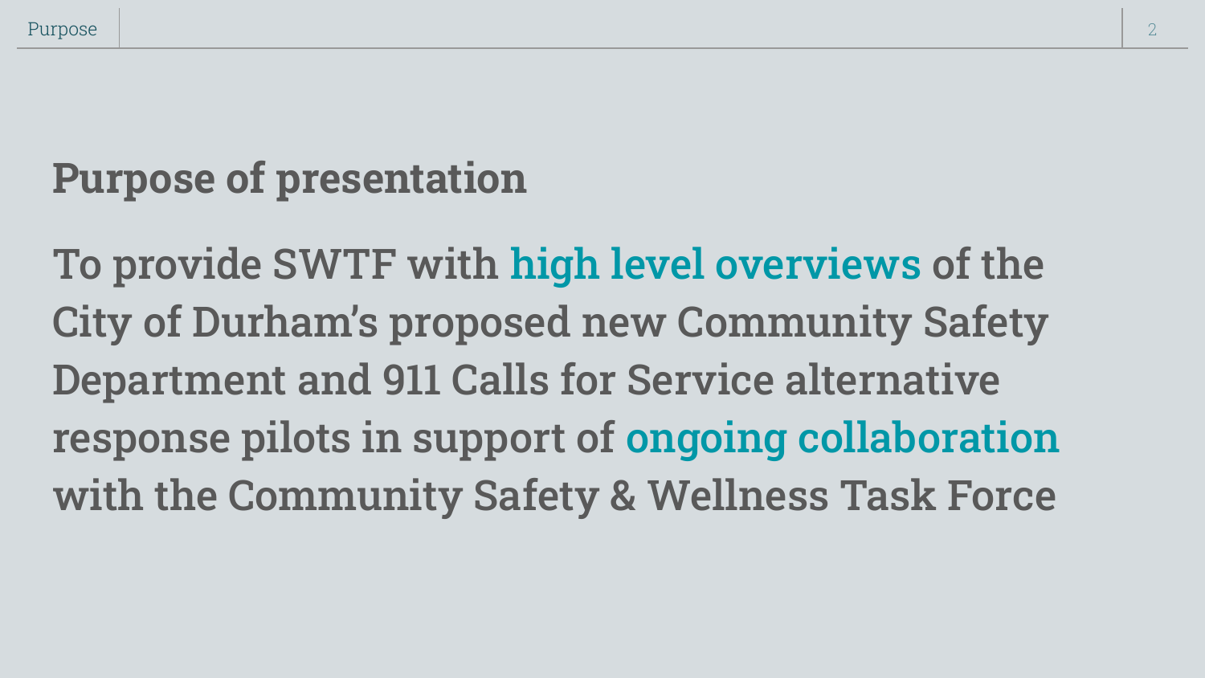## Purpose of presentation

To provide SWTF with **high level overviews** of the City of Durham's proposed new Community Safety Department and 911 Calls for Service alternative response pilots in support of **ongoing collaboration** with the Community Safety & Wellness Task Force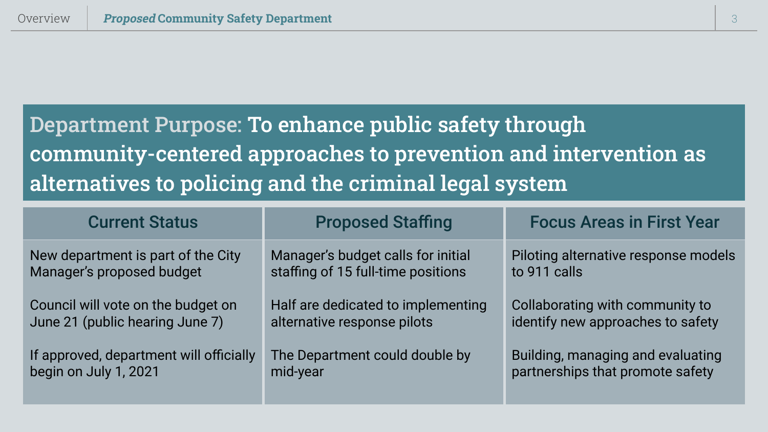# *Proposed* Community Safety Department

**Department Purpose: To enhance public safety through community-centered approaches to prevention and intervention as alternatives to policing and the criminal legal system**

| Current Status | Proposed Staffing | Focus Areas in First Year |
| --- | --- | --- |
| New department is part of the City Manager's proposed budget | Manager's budget calls for initial staffing of 15 full-time positions | Piloting alternative response models to 911 calls |
| Council will vote on the budget on June 21 (public hearing June 7) | Half are dedicated to implementing alternative response pilots | Collaborating with community to identify new approaches to safety |
| If approved, department will officially begin on July 1, 2021 | The Department could double by mid-year | Building, managing and evaluating partnerships that promote safety |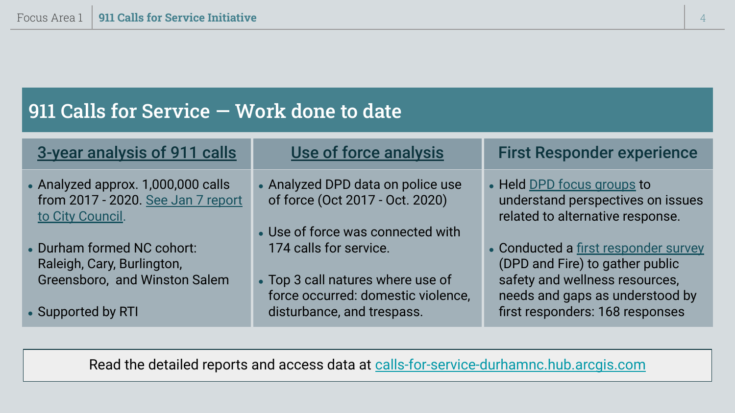# 911 Calls for Service — Work done to date

## 3-year analysis of 911 calls

- Analyzed approx. 1,000,000 calls from 2017 - 2020. See Jan 7 report to City Council.
- Durham formed NC cohort: Raleigh, Cary, Burlington, Greensboro, and Winston Salem
- Supported by RTI

## Use of force analysis

- Analyzed DPD data on police use of force (Oct 2017 - Oct. 2020)
- Use of force was connected with 174 calls for service.
- Top 3 call natures where use of force occurred: domestic violence, disturbance, and trespass.

## First Responder experience

- Held DPD focus groups to understand perspectives on issues related to alternative response.
- Conducted a first responder survey (DPD and Fire) to gather public safety and wellness resources, needs and gaps as understood by first responders: 168 responses

Read the detailed reports and access data at calls-for-service-durhamnc.hub.arcgis.com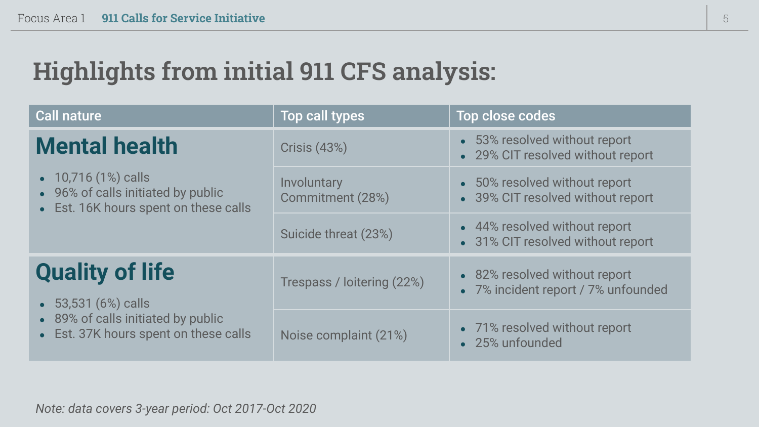# Highlights from initial 911 CFS analysis:

| Call nature | Top call types | Top close codes |
|---|---|---|
| **Mental health**<br>• 10,716 (1%) calls<br>• 96% of calls initiated by public<br>• Est. 16K hours spent on these calls | Crisis (43%) | • 53% resolved without report<br>• 29% CIT resolved without report |
| | Involuntary Commitment (28%) | • 50% resolved without report<br>• 39% CIT resolved without report |
| | Suicide threat (23%) | • 44% resolved without report<br>• 31% CIT resolved without report |
| **Quality of life**<br>• 53,531 (6%) calls<br>• 89% of calls initiated by public<br>• Est. 37K hours spent on these calls | Trespass / loitering (22%) | • 82% resolved without report<br>• 7% incident report / 7% unfounded |
| | Noise complaint (21%) | • 71% resolved without report<br>• 25% unfounded |

*Note: data covers 3-year period: Oct 2017-Oct 2020*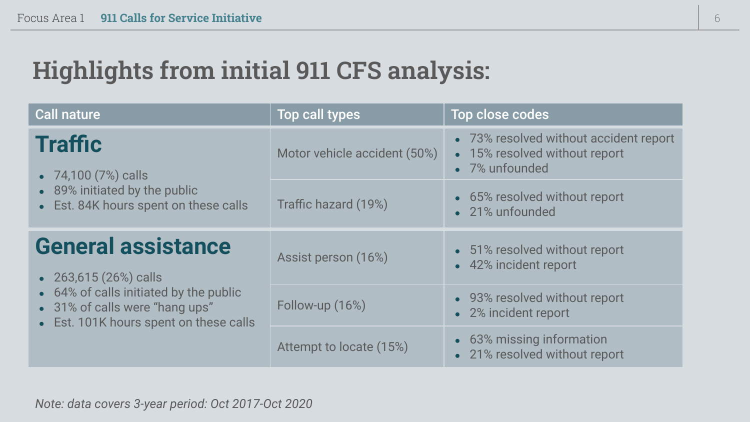# Highlights from initial 911 CFS analysis:

| Call nature | Top call types | Top close codes |
|---|---|---|
| **Traffic**<br>• 74,100 (7%) calls<br>• 89% initiated by the public<br>• Est. 84K hours spent on these calls | Motor vehicle accident (50%) | • 73% resolved without accident report<br>• 15% resolved without report<br>• 7% unfounded |
| | Traffic hazard (19%) | • 65% resolved without report<br>• 21% unfounded |
| **General assistance**<br>• 263,615 (26%) calls<br>• 64% of calls initiated by the public<br>• 31% of calls were "hang ups"<br>• Est. 101K hours spent on these calls | Assist person (16%) | • 51% resolved without report<br>• 42% incident report |
| | Follow-up (16%) | • 93% resolved without report<br>• 2% incident report |
| | Attempt to locate (15%) | • 63% missing information<br>• 21% resolved without report |

*Note: data covers 3-year period: Oct 2017-Oct 2020*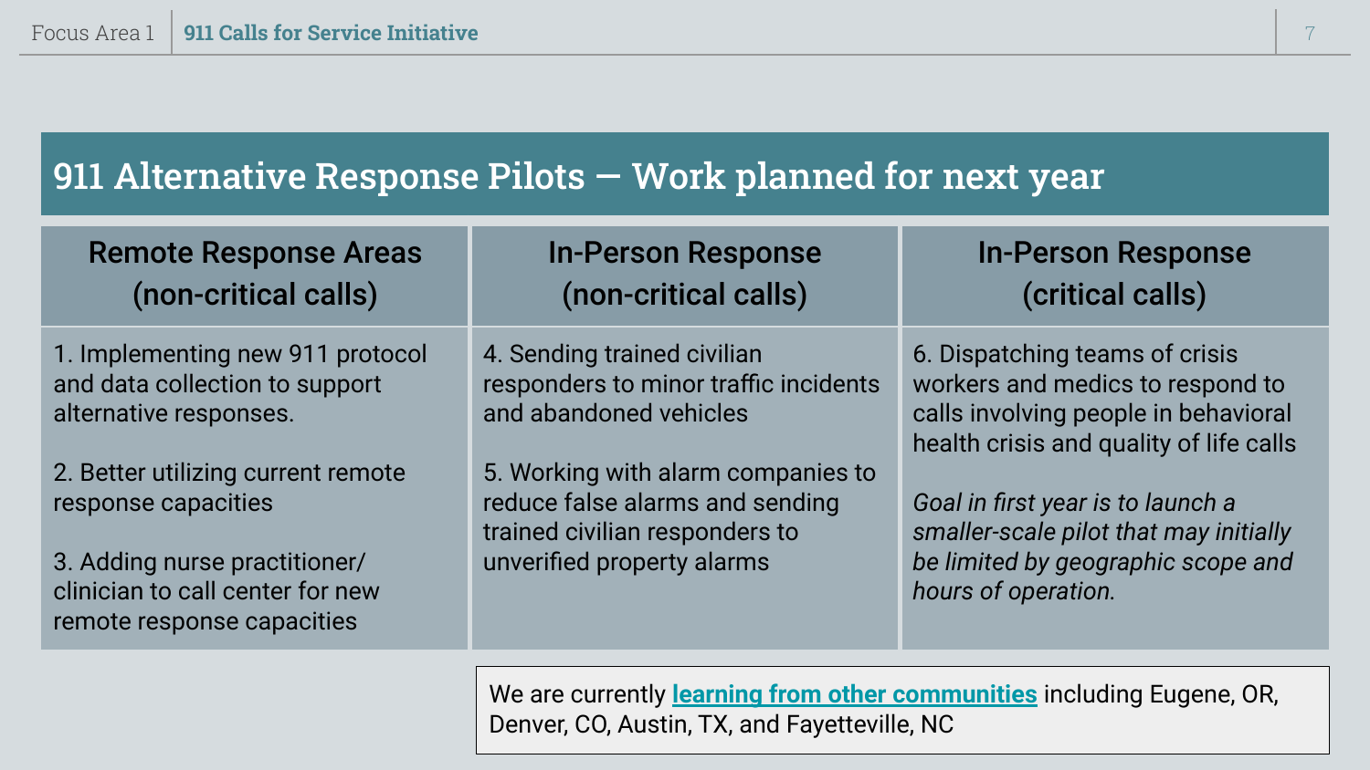## 911 Alternative Response Pilots — Work planned for next year

| Remote Response Areas (non-critical calls) | In-Person Response (non-critical calls) | In-Person Response (critical calls) |
| --- | --- | --- |
| 1. Implementing new 911 protocol and data collection to support alternative responses.<br><br>2. Better utilizing current remote response capacities<br><br>3. Adding nurse practitioner/ clinician to call center for new remote response capacities | 4. Sending trained civilian responders to minor traffic incidents and abandoned vehicles<br><br>5. Working with alarm companies to reduce false alarms and sending trained civilian responders to unverified property alarms | 6. Dispatching teams of crisis workers and medics to respond to calls involving people in behavioral health crisis and quality of life calls<br><br>*Goal in first year is to launch a smaller-scale pilot that may initially be limited by geographic scope and hours of operation.* |

We are currently **learning from other communities** including Eugene, OR, Denver, CO, Austin, TX, and Fayetteville, NC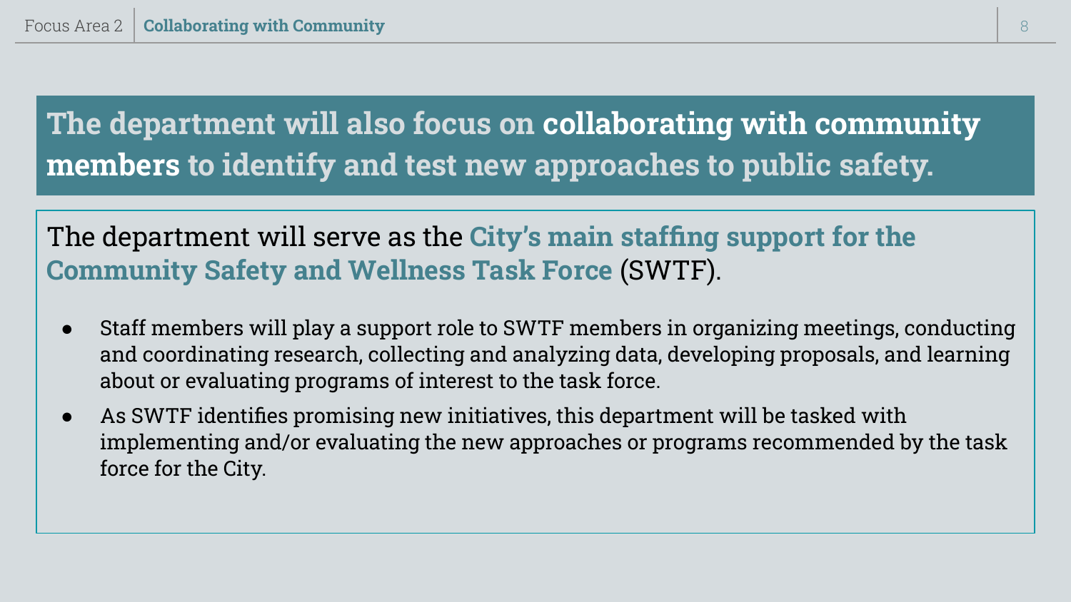## The department will also focus on **collaborating with community members** to identify and test new approaches to public safety.

The department will serve as the **City's main staffing support for the Community Safety and Wellness Task Force** (SWTF).

- Staff members will play a support role to SWTF members in organizing meetings, conducting and coordinating research, collecting and analyzing data, developing proposals, and learning about or evaluating programs of interest to the task force.
- As SWTF identifies promising new initiatives, this department will be tasked with implementing and/or evaluating the new approaches or programs recommended by the task force for the City.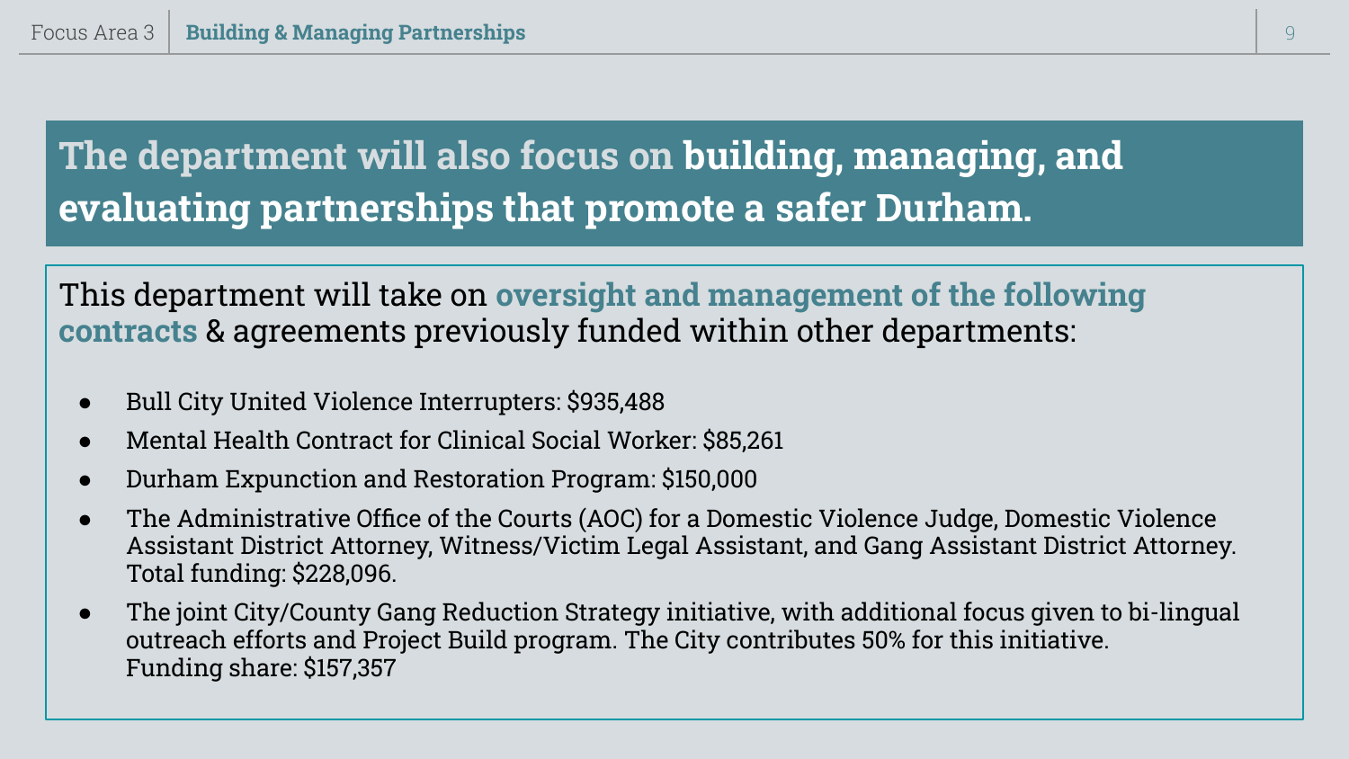# The department will also focus on building, managing, and evaluating partnerships that promote a safer Durham.

This department will take on **oversight and management of the following contracts** & agreements previously funded within other departments:

- Bull City United Violence Interrupters: $935,488
- Mental Health Contract for Clinical Social Worker: $85,261
- Durham Expunction and Restoration Program: $150,000
- The Administrative Office of the Courts (AOC) for a Domestic Violence Judge, Domestic Violence Assistant District Attorney, Witness/Victim Legal Assistant, and Gang Assistant District Attorney. Total funding: $228,096.
- The joint City/County Gang Reduction Strategy initiative, with additional focus given to bi-lingual outreach efforts and Project Build program. The City contributes 50% for this initiative. Funding share: $157,357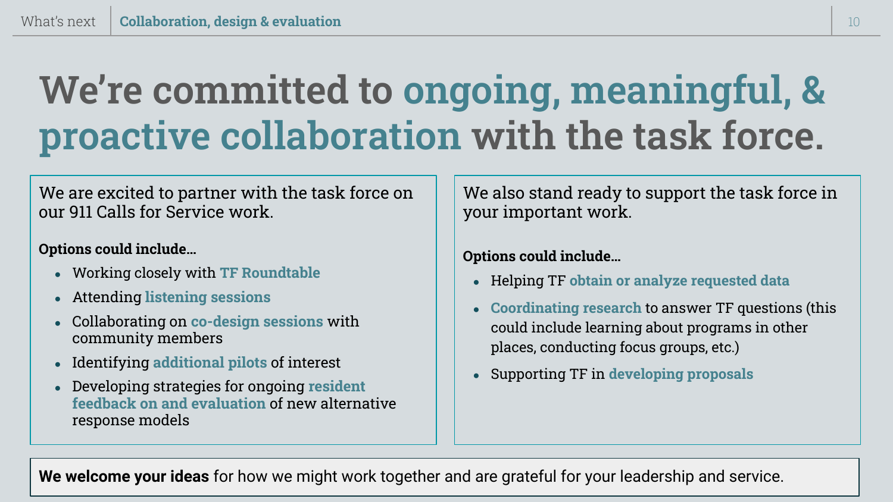What's next | Collaboration, design & evaluation

# We're committed to ongoing, meaningful, & proactive collaboration with the task force.

We are excited to partner with the task force on our 911 Calls for Service work.

**Options could include…**

- Working closely with **TF Roundtable**
- Attending **listening sessions**
- Collaborating on **co-design sessions** with community members
- Identifying **additional pilots** of interest
- Developing strategies for ongoing **resident feedback on and evaluation** of new alternative response models

We also stand ready to support the task force in your important work.

**Options could include…**

- Helping TF **obtain or analyze requested data**
- **Coordinating research** to answer TF questions (this could include learning about programs in other places, conducting focus groups, etc.)
- Supporting TF in **developing proposals**

**We welcome your ideas** for how we might work together and are grateful for your leadership and service.